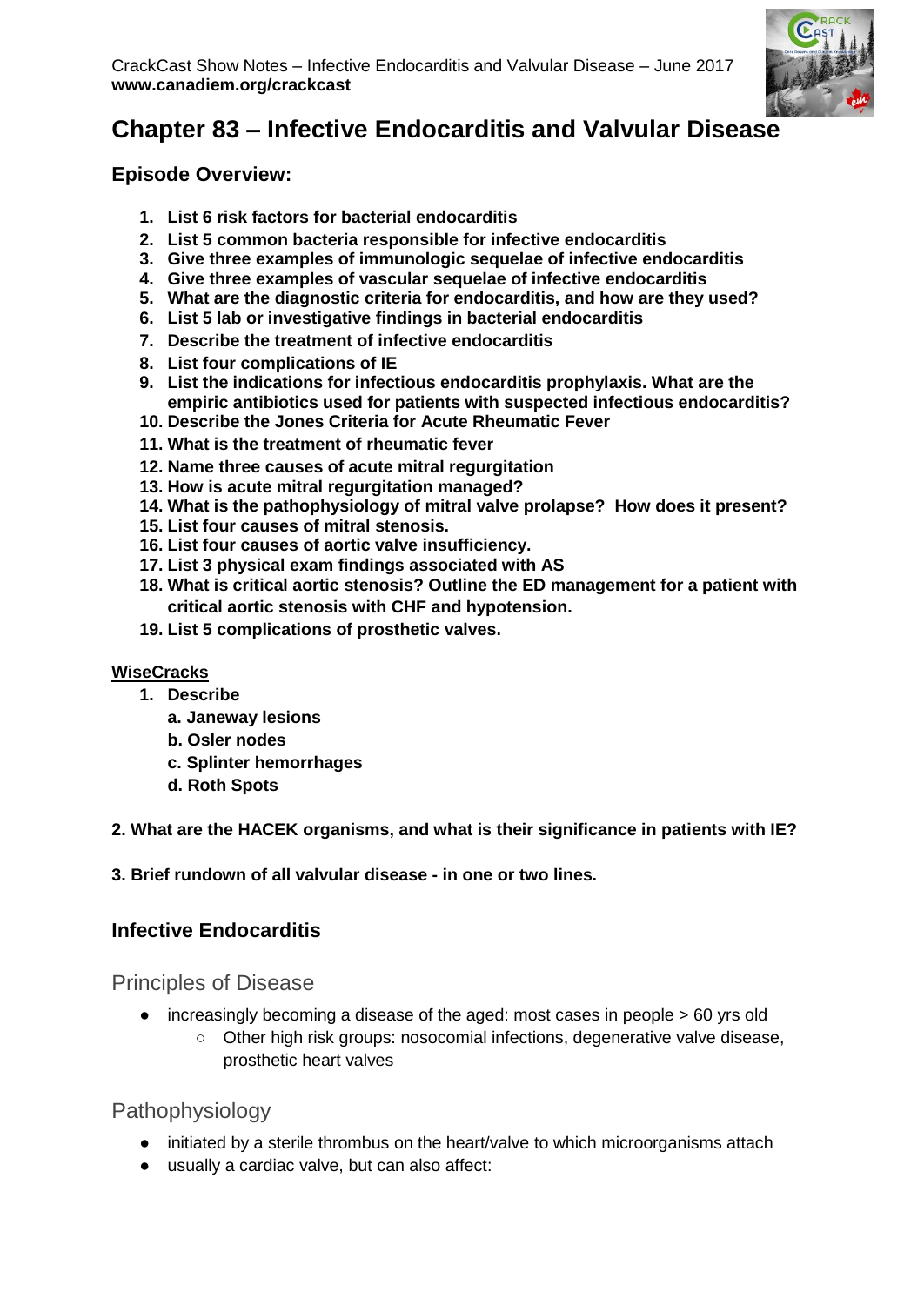CrackCast Show Notes – Infective Endocarditis and Valvular Disease – June 2017
**www.canadiem.org/crackcast**

# Chapter 83 – Infective Endocarditis and Valvular Disease

## Episode Overview:

1. **List 6 risk factors for bacterial endocarditis**
2. **List 5 common bacteria responsible for infective endocarditis**
3. **Give three examples of immunologic sequelae of infective endocarditis**
4. **Give three examples of vascular sequelae of infective endocarditis**
5. **What are the diagnostic criteria for endocarditis, and how are they used?**
6. **List 5 lab or investigative findings in bacterial endocarditis**
7. **Describe the treatment of infective endocarditis**
8. **List four complications of IE**
9. **List the indications for infectious endocarditis prophylaxis. What are the empiric antibiotics used for patients with suspected infectious endocarditis?**
10. **Describe the Jones Criteria for Acute Rheumatic Fever**
11. **What is the treatment of rheumatic fever**
12. **Name three causes of acute mitral regurgitation**
13. **How is acute mitral regurgitation managed?**
14. **What is the pathophysiology of mitral valve prolapse? How does it present?**
15. **List four causes of mitral stenosis.**
16. **List four causes of aortic valve insufficiency.**
17. **List 3 physical exam findings associated with AS**
18. **What is critical aortic stenosis? Outline the ED management for a patient with critical aortic stenosis with CHF and hypotension.**
19. **List 5 complications of prosthetic valves.**

**WiseCracks**

1. **Describe**
   a. **Janeway lesions**
   b. **Osler nodes**
   c. **Splinter hemorrhages**
   d. **Roth Spots**

**2. What are the HACEK organisms, and what is their significance in patients with IE?**

**3. Brief rundown of all valvular disease - in one or two lines.**

## Infective Endocarditis

### Principles of Disease

- increasingly becoming a disease of the aged: most cases in people > 60 yrs old
  - Other high risk groups: nosocomial infections, degenerative valve disease, prosthetic heart valves

### Pathophysiology

- initiated by a sterile thrombus on the heart/valve to which microorganisms attach
- usually a cardiac valve, but can also affect: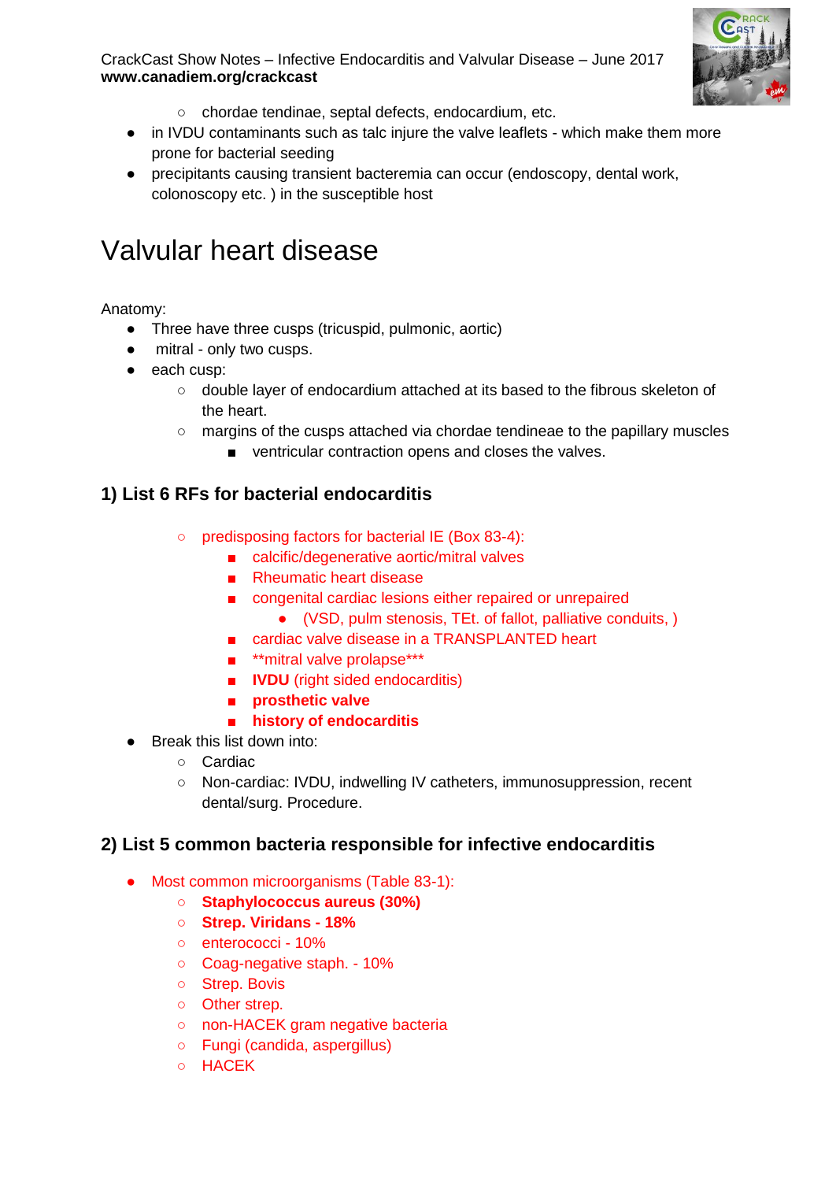- chordae tendinae, septal defects, endocardium, etc.
- in IVDU contaminants such as talc injure the valve leaflets - which make them more prone for bacterial seeding
- precipitants causing transient bacteremia can occur (endoscopy, dental work, colonoscopy etc. ) in the susceptible host

# Valvular heart disease

Anatomy:

- Three have three cusps (tricuspid, pulmonic, aortic)
- mitral - only two cusps.
- each cusp:
    - double layer of endocardium attached at its based to the fibrous skeleton of the heart.
    - margins of the cusps attached via chordae tendineae to the papillary muscles
        - ventricular contraction opens and closes the valves.

### 1) List 6 RFs for bacterial endocarditis

    - predisposing factors for bacterial IE (Box 83-4):
        - calcific/degenerative aortic/mitral valves
        - Rheumatic heart disease
        - congenital cardiac lesions either repaired or unrepaired
            - (VSD, pulm stenosis, TEt. of fallot, palliative conduits, )
        - cardiac valve disease in a TRANSPLANTED heart
        - **mitral valve prolapse***
        - **IVDU** (right sided endocarditis)
        - **prosthetic valve**
        - **history of endocarditis**
- Break this list down into:
    - Cardiac
    - Non-cardiac: IVDU, indwelling IV catheters, immunosuppression, recent dental/surg. Procedure.

### 2) List 5 common bacteria responsible for infective endocarditis

- Most common microorganisms (Table 83-1):
    - **Staphylococcus aureus (30%)**
    - **Strep. Viridans - 18%**
    - enterococci - 10%
    - Coag-negative staph. - 10%
    - Strep. Bovis
    - Other strep.
    - non-HACEK gram negative bacteria
    - Fungi (candida, aspergillus)
    - HACEK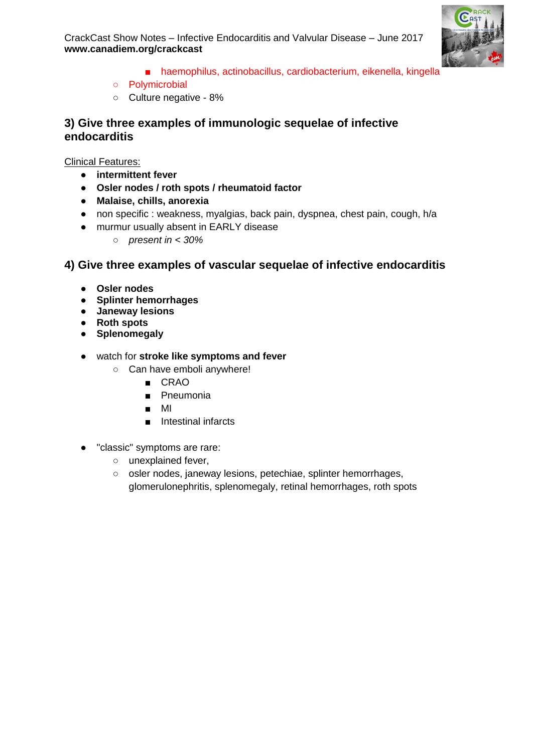- haemophilus, actinobacillus, cardiobacterium, eikenella, kingella
    - Polymicrobial
    - Culture negative - 8%

## 3) Give three examples of immunologic sequelae of infective endocarditis

<u>Clinical Features:</u>

- **intermittent fever**
- **Osler nodes / roth spots / rheumatoid factor**
- **Malaise, chills, anorexia**
- non specific : weakness, myalgias, back pain, dyspnea, chest pain, cough, h/a
- murmur usually absent in EARLY disease
    - *present in < 30%*

## 4) Give three examples of vascular sequelae of infective endocarditis

- **Osler nodes**
- **Splinter hemorrhages**
- **Janeway lesions**
- **Roth spots**
- **Splenomegaly**

- watch for **stroke like symptoms and fever**
    - Can have emboli anywhere!
        - CRAO
        - Pneumonia
        - MI
        - Intestinal infarcts

- "classic" symptoms are rare:
    - unexplained fever,
    - osler nodes, janeway lesions, petechiae, splinter hemorrhages, glomerulonephritis, splenomegaly, retinal hemorrhages, roth spots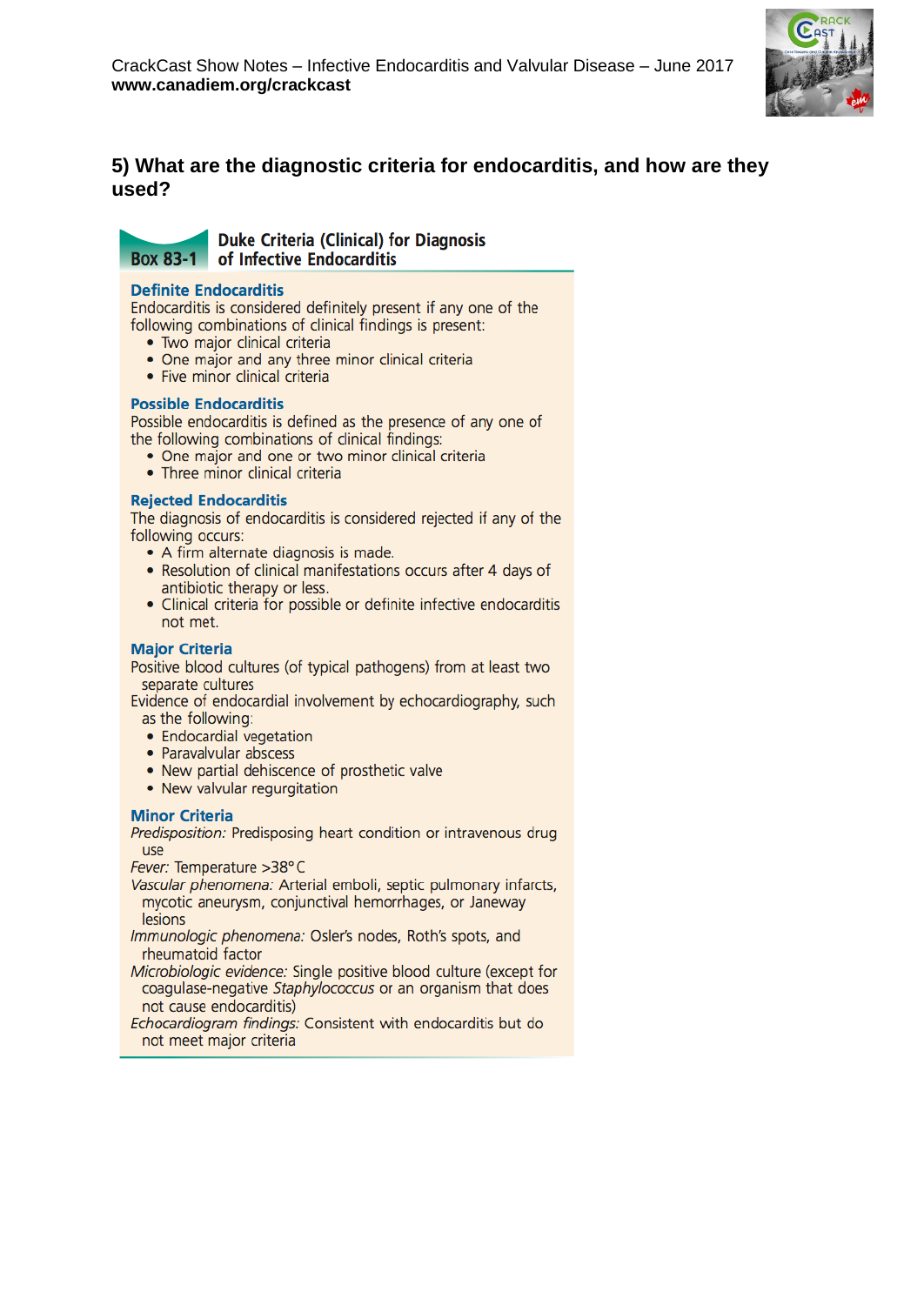## 5) What are the diagnostic criteria for endocarditis, and how are they used?

**Box 83-1 Duke Criteria (Clinical) for Diagnosis of Infective Endocarditis**

**Definite Endocarditis**

Endocarditis is considered definitely present if any one of the following combinations of clinical findings is present:

- Two major clinical criteria
- One major and any three minor clinical criteria
- Five minor clinical criteria

**Possible Endocarditis**

Possible endocarditis is defined as the presence of any one of the following combinations of clinical findings:

- One major and one or two minor clinical criteria
- Three minor clinical criteria

**Rejected Endocarditis**

The diagnosis of endocarditis is considered rejected if any of the following occurs:

- A firm alternate diagnosis is made.
- Resolution of clinical manifestations occurs after 4 days of antibiotic therapy or less.
- Clinical criteria for possible or definite infective endocarditis not met.

**Major Criteria**

Positive blood cultures (of typical pathogens) from at least two separate cultures

Evidence of endocardial involvement by echocardiography, such as the following:

- Endocardial vegetation
- Paravalvular abscess
- New partial dehiscence of prosthetic valve
- New valvular regurgitation

**Minor Criteria**

*Predisposition:* Predisposing heart condition or intravenous drug use

*Fever:* Temperature >38° C

*Vascular phenomena:* Arterial emboli, septic pulmonary infarcts, mycotic aneurysm, conjunctival hemorrhages, or Janeway lesions

*Immunologic phenomena:* Osler's nodes, Roth's spots, and rheumatoid factor

*Microbiologic evidence:* Single positive blood culture (except for coagulase-negative *Staphylococcus* or an organism that does not cause endocarditis)

*Echocardiogram findings:* Consistent with endocarditis but do not meet major criteria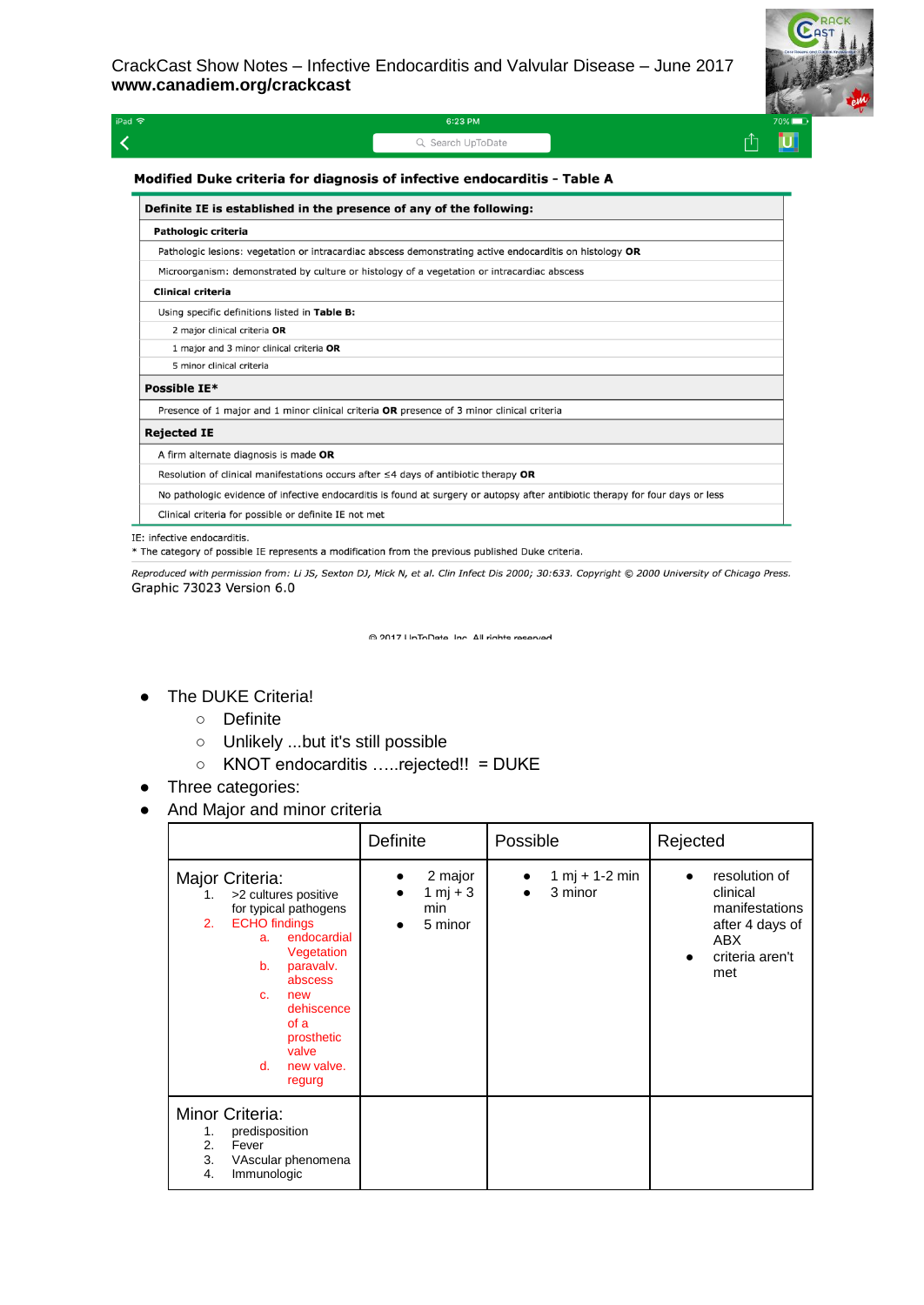**Modified Duke criteria for diagnosis of infective endocarditis - Table A**

| **Definite IE is established in the presence of any of the following:** |
|---|
| **Pathologic criteria** |
| Pathologic lesions: vegetation or intracardiac abscess demonstrating active endocarditis on histology **OR** |
| Microorganism: demonstrated by culture or histology of a vegetation or intracardiac abscess |
| **Clinical criteria** |
| Using specific definitions listed in **Table B:** |
| 2 major clinical criteria **OR** |
| 1 major and 3 minor clinical criteria **OR** |
| 5 minor clinical criteria |
| **Possible IE*** |
| Presence of 1 major and 1 minor clinical criteria **OR** presence of 3 minor clinical criteria |
| **Rejected IE** |
| A firm alternate diagnosis is made **OR** |
| Resolution of clinical manifestations occurs after ≤4 days of antibiotic therapy **OR** |
| No pathologic evidence of infective endocarditis is found at surgery or autopsy after antibiotic therapy for four days or less |
| Clinical criteria for possible or definite IE not met |

IE: infective endocarditis.
* The category of possible IE represents a modification from the previous published Duke criteria.

*Reproduced with permission from: Li JS, Sexton DJ, Mick N, et al. Clin Infect Dis 2000; 30:633. Copyright © 2000 University of Chicago Press.*
Graphic 73023 Version 6.0

© 2017 UpToDate, Inc. All rights reserved.

- The DUKE Criteria!
  - Definite
  - Unlikely ...but it's still possible
  - KNOT endocarditis …..rejected!! = DUKE
- Three categories:
- And Major and minor criteria

| | Definite | Possible | Rejected |
|---|---|---|---|
| Major Criteria:<br>1. >2 cultures positive for typical pathogens<br>2. ECHO findings<br>a. endocardial Vegetation<br>b. paravalv. abscess<br>c. new dehiscence of a prosthetic valve<br>d. new valve. regurg | • 2 major<br>• 1 mj + 3 min<br>• 5 minor | • 1 mj + 1-2 min<br>• 3 minor | • resolution of clinical manifestations after 4 days of ABX<br>• criteria aren't met |
| Minor Criteria:<br>1. predisposition<br>2. Fever<br>3. VAscular phenomena<br>4. Immunologic | | | |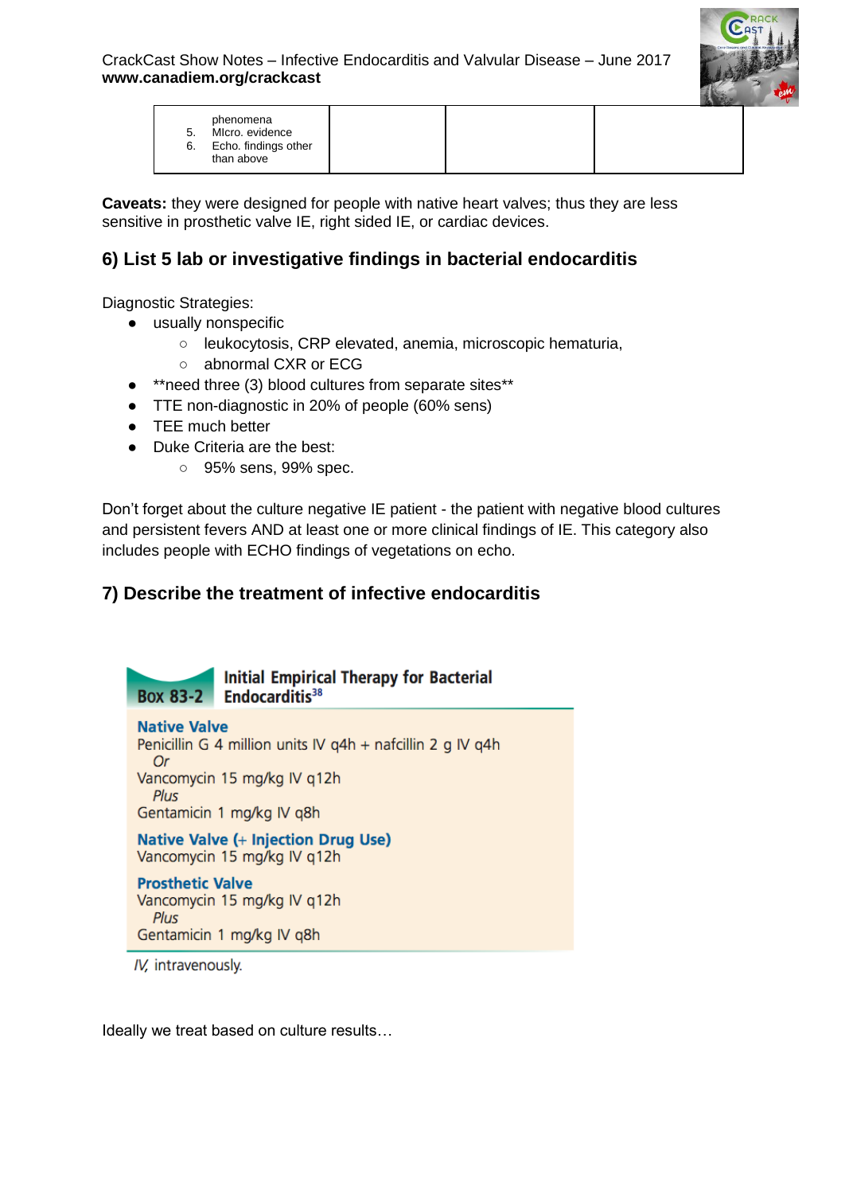| phenomena<br>5. MIcro. evidence<br>6. Echo. findings other than above | | | |
|---|---|---|---|

**Caveats:** they were designed for people with native heart valves; thus they are less sensitive in prosthetic valve IE, right sided IE, or cardiac devices.

## 6) List 5 lab or investigative findings in bacterial endocarditis

Diagnostic Strategies:

- usually nonspecific
  - leukocytosis, CRP elevated, anemia, microscopic hematuria,
  - abnormal CXR or ECG
- **need three (3) blood cultures from separate sites**
- TTE non-diagnostic in 20% of people (60% sens)
- TEE much better
- Duke Criteria are the best:
  - 95% sens, 99% spec.

Don't forget about the culture negative IE patient - the patient with negative blood cultures and persistent fevers AND at least one or more clinical findings of IE. This category also includes people with ECHO findings of vegetations on echo.

## 7) Describe the treatment of infective endocarditis

**Box 83-2 Initial Empirical Therapy for Bacterial Endocarditis[38]**

**Native Valve**
Penicillin G 4 million units IV q4h + nafcillin 2 g IV q4h
*Or*
Vancomycin 15 mg/kg IV q12h
*Plus*
Gentamicin 1 mg/kg IV q8h

**Native Valve (+ Injection Drug Use)**
Vancomycin 15 mg/kg IV q12h

**Prosthetic Valve**
Vancomycin 15 mg/kg IV q12h
*Plus*
Gentamicin 1 mg/kg IV q8h

*IV,* intravenously.

Ideally we treat based on culture results…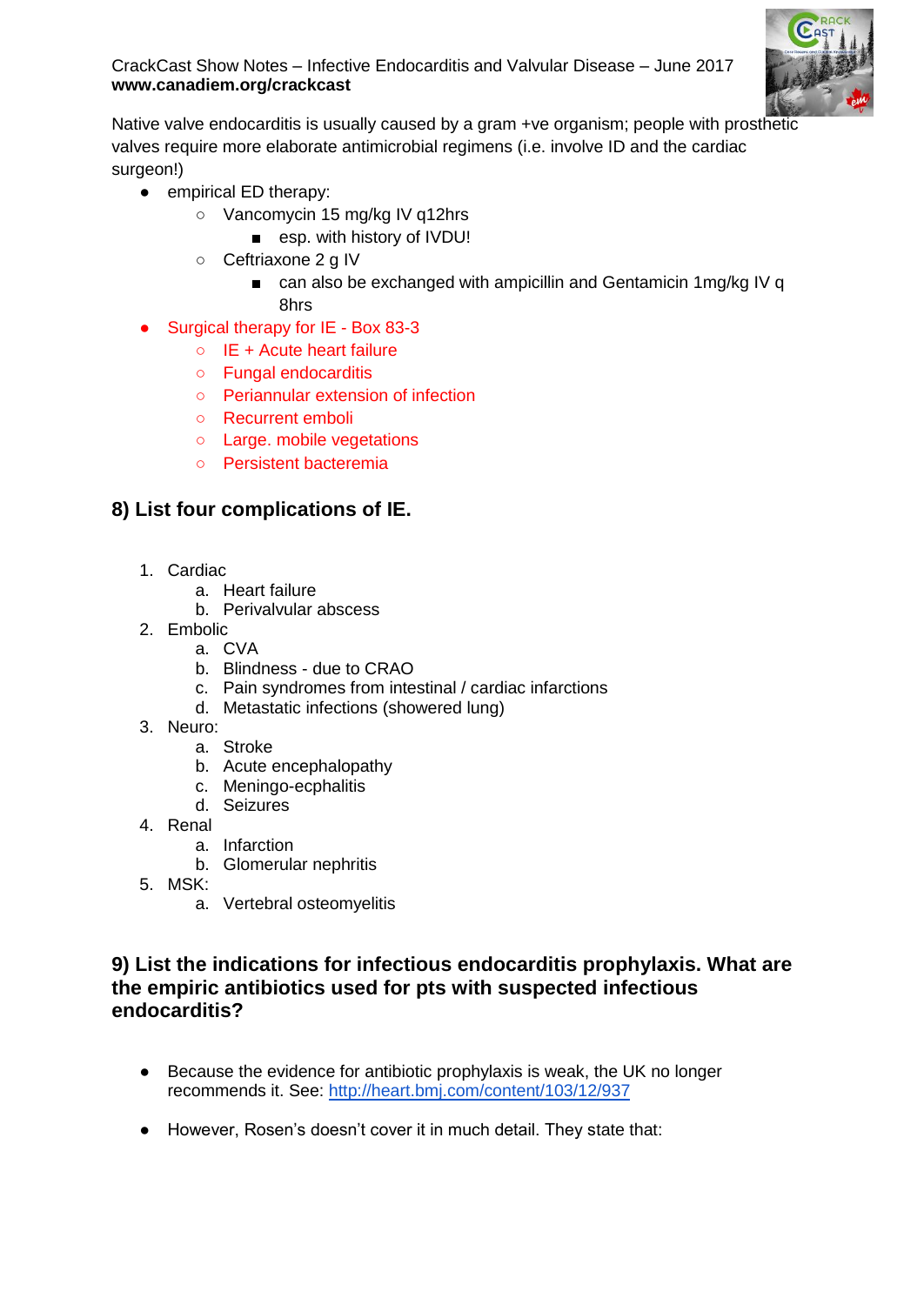Native valve endocarditis is usually caused by a gram +ve organism; people with prosthetic valves require more elaborate antimicrobial regimens (i.e. involve ID and the cardiac surgeon!)

- empirical ED therapy:
  - Vancomycin 15 mg/kg IV q12hrs
    - esp. with history of IVDU!
  - Ceftriaxone 2 g IV
    - can also be exchanged with ampicillin and Gentamicin 1mg/kg IV q 8hrs
- Surgical therapy for IE - Box 83-3
  - IE + Acute heart failure
  - Fungal endocarditis
  - Periannular extension of infection
  - Recurrent emboli
  - Large. mobile vegetations
  - Persistent bacteremia

## 8) List four complications of IE.

1. Cardiac
   a. Heart failure
   b. Perivalvular abscess
2. Embolic
   a. CVA
   b. Blindness - due to CRAO
   c. Pain syndromes from intestinal / cardiac infarctions
   d. Metastatic infections (showered lung)
3. Neuro:
   a. Stroke
   b. Acute encephalopathy
   c. Meningo-ecphalitis
   d. Seizures
4. Renal
   a. Infarction
   b. Glomerular nephritis
5. MSK:
   a. Vertebral osteomyelitis

## 9) List the indications for infectious endocarditis prophylaxis. What are the empiric antibiotics used for pts with suspected infectious endocarditis?

- Because the evidence for antibiotic prophylaxis is weak, the UK no longer recommends it. See: http://heart.bmj.com/content/103/12/937
- However, Rosen's doesn't cover it in much detail. They state that: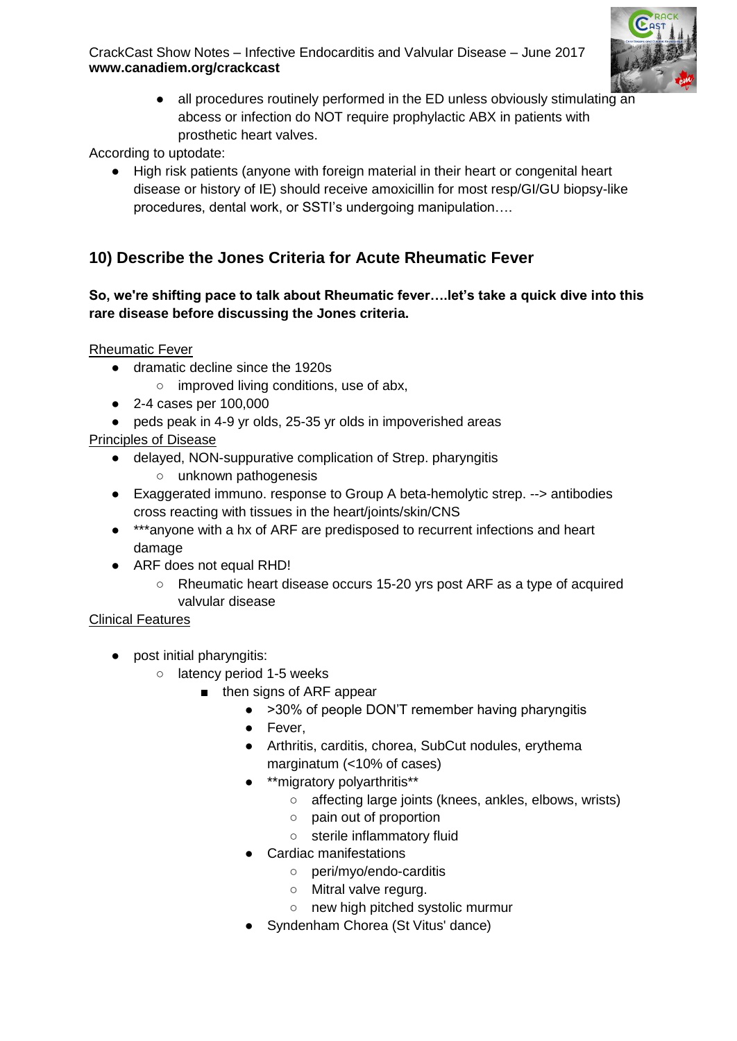- all procedures routinely performed in the ED unless obviously stimulating an abcess or infection do NOT require prophylactic ABX in patients with prosthetic heart valves.

According to uptodate:

- High risk patients (anyone with foreign material in their heart or congenital heart disease or history of IE) should receive amoxicillin for most resp/GI/GU biopsy-like procedures, dental work, or SSTI's undergoing manipulation….

## 10) Describe the Jones Criteria for Acute Rheumatic Fever

**So, we're shifting pace to talk about Rheumatic fever….let's take a quick dive into this rare disease before discussing the Jones criteria.**

Rheumatic Fever

- dramatic decline since the 1920s
  - improved living conditions, use of abx,
- 2-4 cases per 100,000
- peds peak in 4-9 yr olds, 25-35 yr olds in impoverished areas

Principles of Disease

- delayed, NON-suppurative complication of Strep. pharyngitis
  - unknown pathogenesis
- Exaggerated immuno. response to Group A beta-hemolytic strep. --> antibodies cross reacting with tissues in the heart/joints/skin/CNS
- ***anyone with a hx of ARF are predisposed to recurrent infections and heart damage
- ARF does not equal RHD!
  - Rheumatic heart disease occurs 15-20 yrs post ARF as a type of acquired valvular disease

Clinical Features

- post initial pharyngitis:
  - latency period 1-5 weeks
    - then signs of ARF appear
      - >30% of people DON'T remember having pharyngitis
      - Fever,
      - Arthritis, carditis, chorea, SubCut nodules, erythema marginatum (<10% of cases)
      - **migratory polyarthritis**
        - affecting large joints (knees, ankles, elbows, wrists)
        - pain out of proportion
        - sterile inflammatory fluid
      - Cardiac manifestations
        - peri/myo/endo-carditis
        - Mitral valve regurg.
        - new high pitched systolic murmur
      - Syndenham Chorea (St Vitus' dance)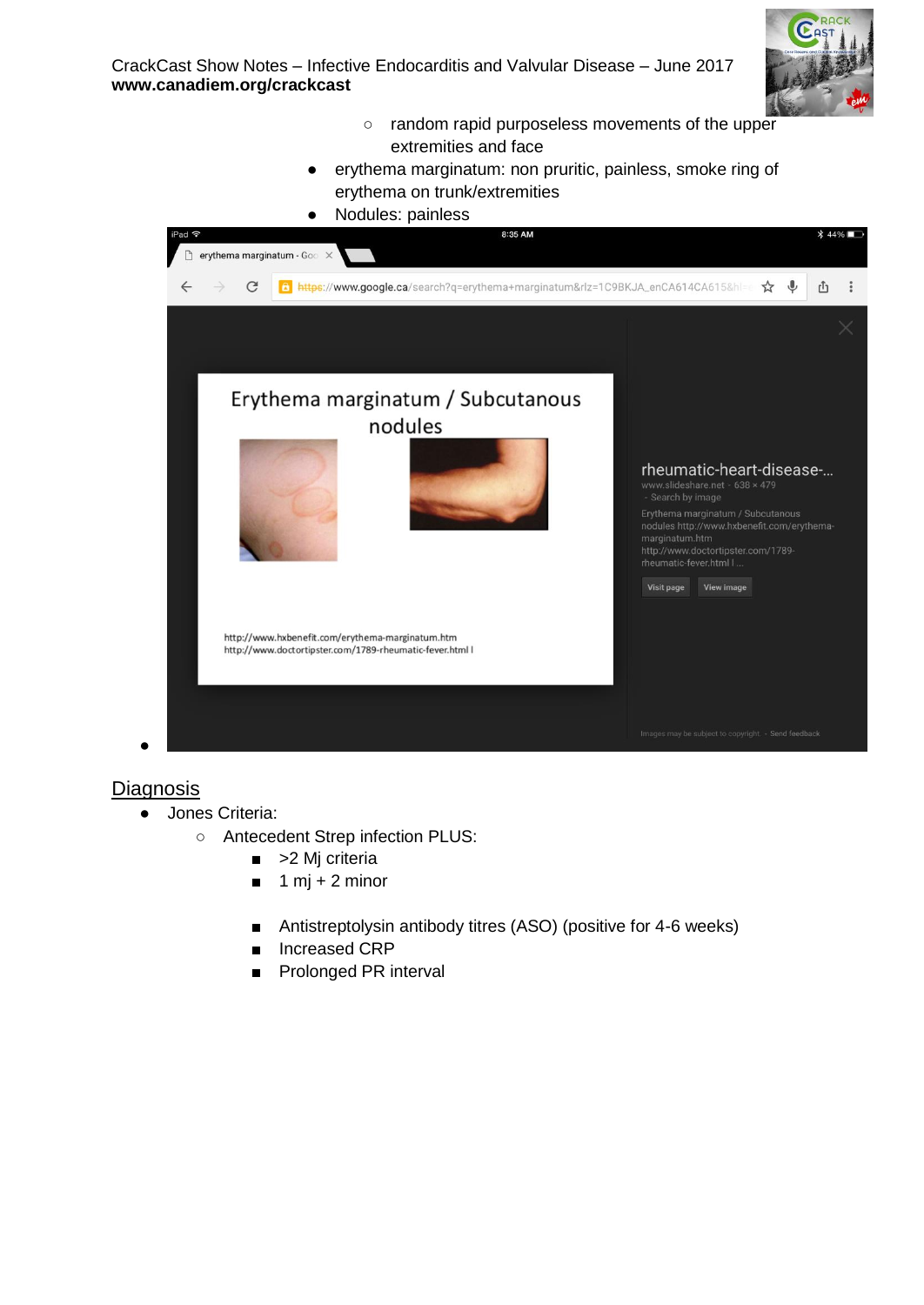- random rapid purposeless movements of the upper extremities and face
- erythema marginatum: non pruritic, painless, smoke ring of erythema on trunk/extremities
- Nodules: painless

## Diagnosis

- Jones Criteria:
  - Antecedent Strep infection PLUS:
    - >2 Mj criteria
    - 1 mj + 2 minor

    - Antistreptolysin antibody titres (ASO) (positive for 4-6 weeks)
    - Increased CRP
    - Prolonged PR interval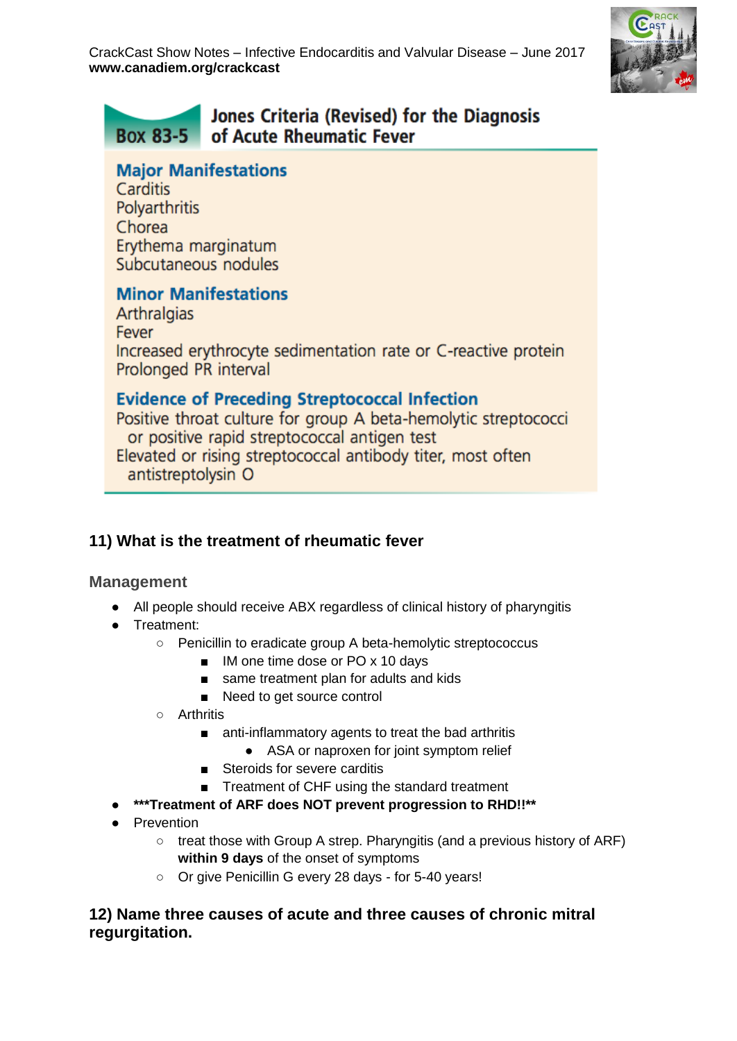**Box 83-5 Jones Criteria (Revised) for the Diagnosis of Acute Rheumatic Fever**

**Major Manifestations**
Carditis
Polyarthritis
Chorea
Erythema marginatum
Subcutaneous nodules

**Minor Manifestations**
Arthralgias
Fever
Increased erythrocyte sedimentation rate or C-reactive protein
Prolonged PR interval

**Evidence of Preceding Streptococcal Infection**
Positive throat culture for group A beta-hemolytic streptococci or positive rapid streptococcal antigen test
Elevated or rising streptococcal antibody titer, most often antistreptolysin O

## 11) What is the treatment of rheumatic fever

### Management

- All people should receive ABX regardless of clinical history of pharyngitis
- Treatment:
  - Penicillin to eradicate group A beta-hemolytic streptococcus
    - IM one time dose or PO x 10 days
    - same treatment plan for adults and kids
    - Need to get source control
  - Arthritis
    - anti-inflammatory agents to treat the bad arthritis
      - ASA or naproxen for joint symptom relief
    - Steroids for severe carditis
    - Treatment of CHF using the standard treatment
- **\*\*\*Treatment of ARF does NOT prevent progression to RHD!!\*\***
- Prevention
  - treat those with Group A strep. Pharyngitis (and a previous history of ARF) **within 9 days** of the onset of symptoms
  - Or give Penicillin G every 28 days - for 5-40 years!

## 12) Name three causes of acute and three causes of chronic mitral regurgitation.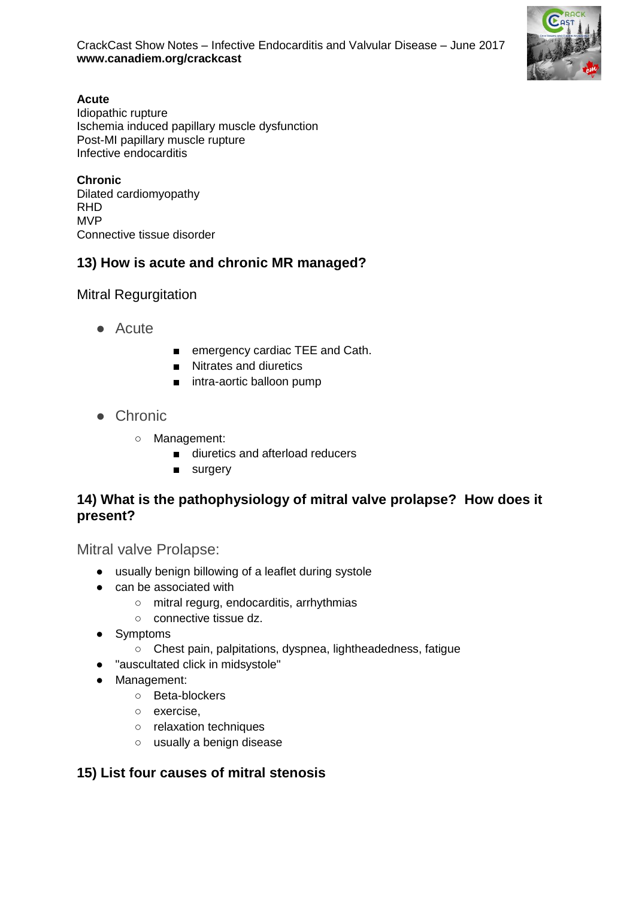**Acute**
Idiopathic rupture
Ischemia induced papillary muscle dysfunction
Post-MI papillary muscle rupture
Infective endocarditis

**Chronic**
Dilated cardiomyopathy
RHD
MVP
Connective tissue disorder

### 13) How is acute and chronic MR managed?

Mitral Regurgitation

- Acute
    - emergency cardiac TEE and Cath.
    - Nitrates and diuretics
    - intra-aortic balloon pump

- Chronic
    - Management:
        - diuretics and afterload reducers
        - surgery

### 14) What is the pathophysiology of mitral valve prolapse? How does it present?

Mitral valve Prolapse:

- usually benign billowing of a leaflet during systole
- can be associated with
    - mitral regurg, endocarditis, arrhythmias
    - connective tissue dz.
- Symptoms
    - Chest pain, palpitations, dyspnea, lightheadedness, fatigue
- "auscultated click in midsystole"
- Management:
    - Beta-blockers
    - exercise,
    - relaxation techniques
    - usually a benign disease

### 15) List four causes of mitral stenosis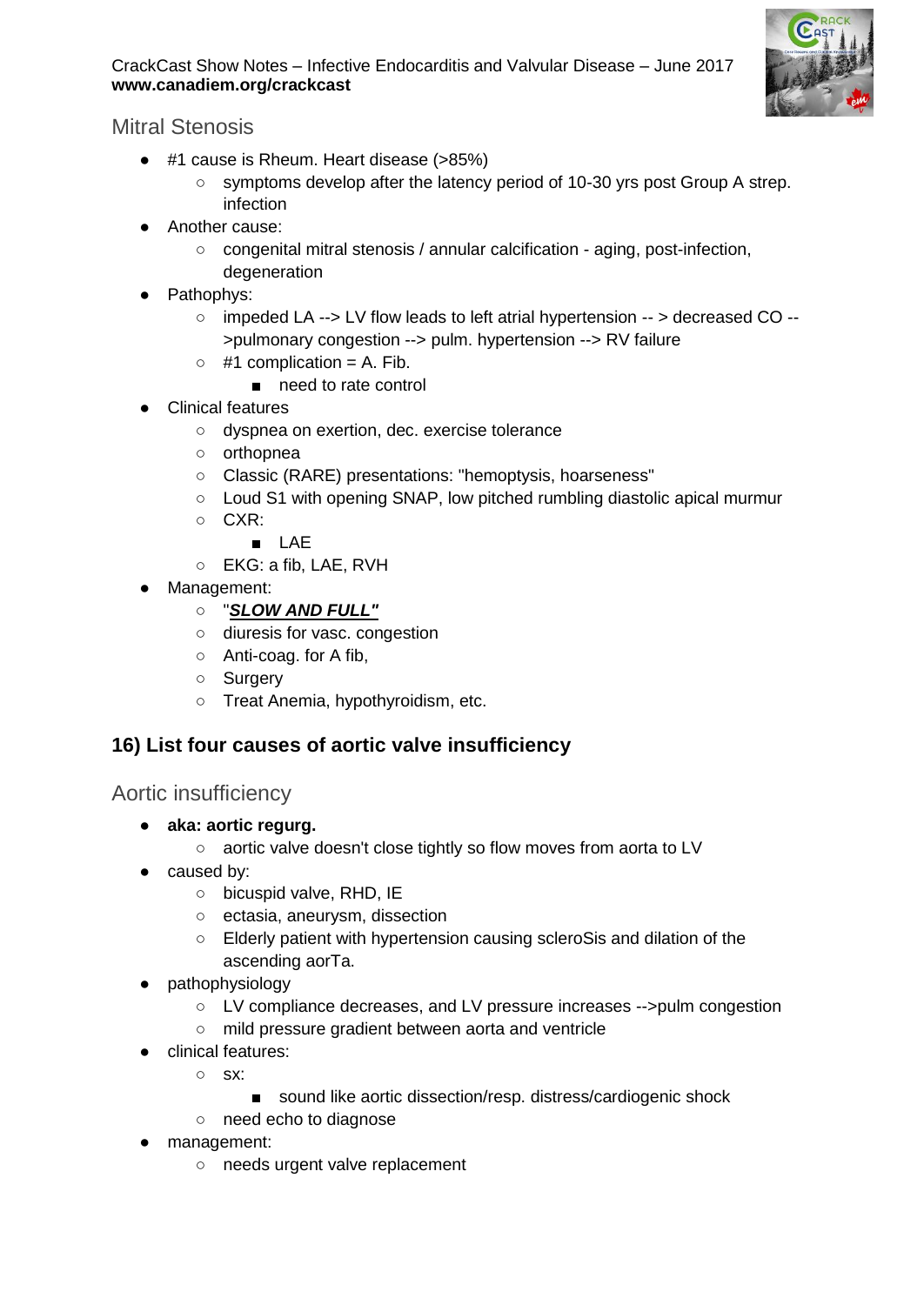## Mitral Stenosis

- #1 cause is Rheum. Heart disease (>85%)
  - symptoms develop after the latency period of 10-30 yrs post Group A strep. infection
- Another cause:
  - congenital mitral stenosis / annular calcification - aging, post-infection, degeneration
- Pathophys:
  - impeded LA --> LV flow leads to left atrial hypertension -- > decreased CO -->pulmonary congestion --> pulm. hypertension --> RV failure
  - #1 complication = A. Fib.
    - need to rate control
- Clinical features
  - dyspnea on exertion, dec. exercise tolerance
  - orthopnea
  - Classic (RARE) presentations: "hemoptysis, hoarseness"
  - Loud S1 with opening SNAP, low pitched rumbling diastolic apical murmur
  - CXR:
    - LAE
  - EKG: a fib, LAE, RVH
- Management:
  - "***SLOW AND FULL"***
  - diuresis for vasc. congestion
  - Anti-coag. for A fib,
  - Surgery
  - Treat Anemia, hypothyroidism, etc.

### 16) List four causes of aortic valve insufficiency

## Aortic insufficiency

- **aka: aortic regurg.**
  - aortic valve doesn't close tightly so flow moves from aorta to LV
- caused by:
  - bicuspid valve, RHD, IE
  - ectasia, aneurysm, dissection
  - Elderly patient with hypertension causing scleroSis and dilation of the ascending aorTa.
- pathophysiology
  - LV compliance decreases, and LV pressure increases -->pulm congestion
  - mild pressure gradient between aorta and ventricle
- clinical features:
  - sx:
    - sound like aortic dissection/resp. distress/cardiogenic shock
  - need echo to diagnose
- management:
  - needs urgent valve replacement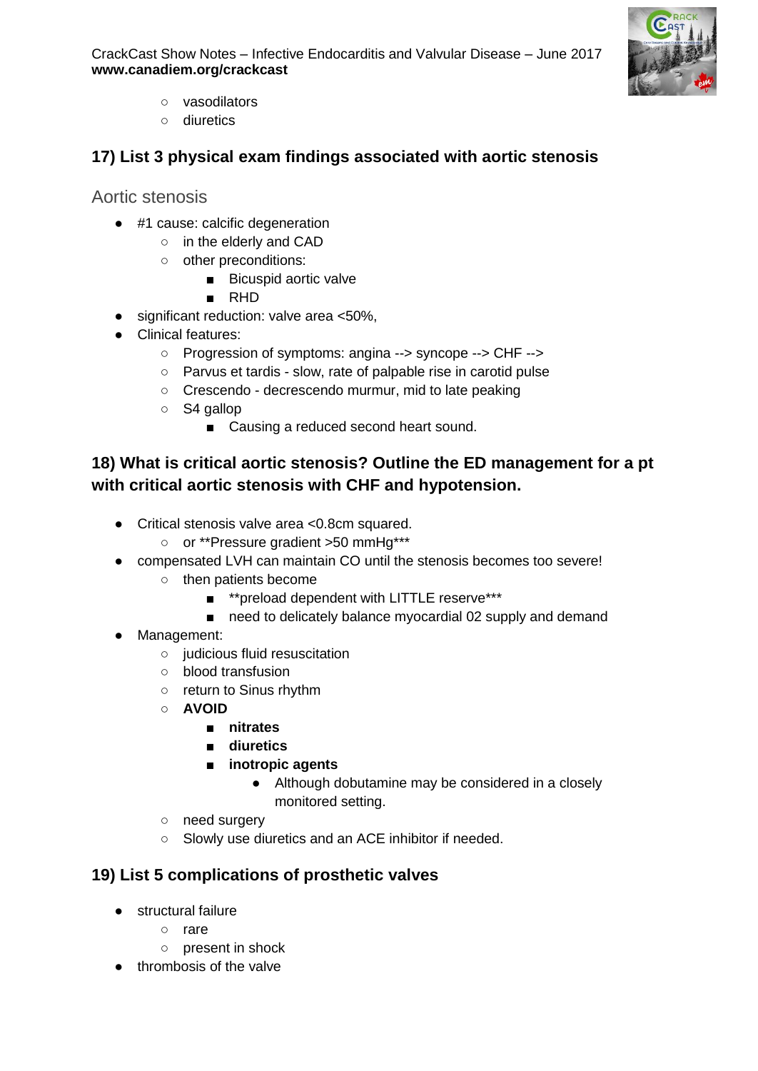- vasodilators
- diuretics

## 17) List 3 physical exam findings associated with aortic stenosis

### Aortic stenosis

- #1 cause: calcific degeneration
    - in the elderly and CAD
    - other preconditions:
        - Bicuspid aortic valve
        - RHD
- significant reduction: valve area <50%,
- Clinical features:
    - Progression of symptoms: angina --> syncope --> CHF -->
    - Parvus et tardis - slow, rate of palpable rise in carotid pulse
    - Crescendo - decrescendo murmur, mid to late peaking
    - S4 gallop
        - Causing a reduced second heart sound.

## 18) What is critical aortic stenosis? Outline the ED management for a pt with critical aortic stenosis with CHF and hypotension.

- Critical stenosis valve area <0.8cm squared.
    - or **Pressure gradient >50 mmHg***
- compensated LVH can maintain CO until the stenosis becomes too severe!
    - then patients become
        - **preload dependent with LITTLE reserve***
        - need to delicately balance myocardial 02 supply and demand
- Management:
    - judicious fluid resuscitation
    - blood transfusion
    - return to Sinus rhythm
    - **AVOID**
        - **nitrates**
        - **diuretics**
        - **inotropic agents**
            - Although dobutamine may be considered in a closely monitored setting.
    - need surgery
    - Slowly use diuretics and an ACE inhibitor if needed.

## 19) List 5 complications of prosthetic valves

- structural failure
    - rare
    - present in shock
- thrombosis of the valve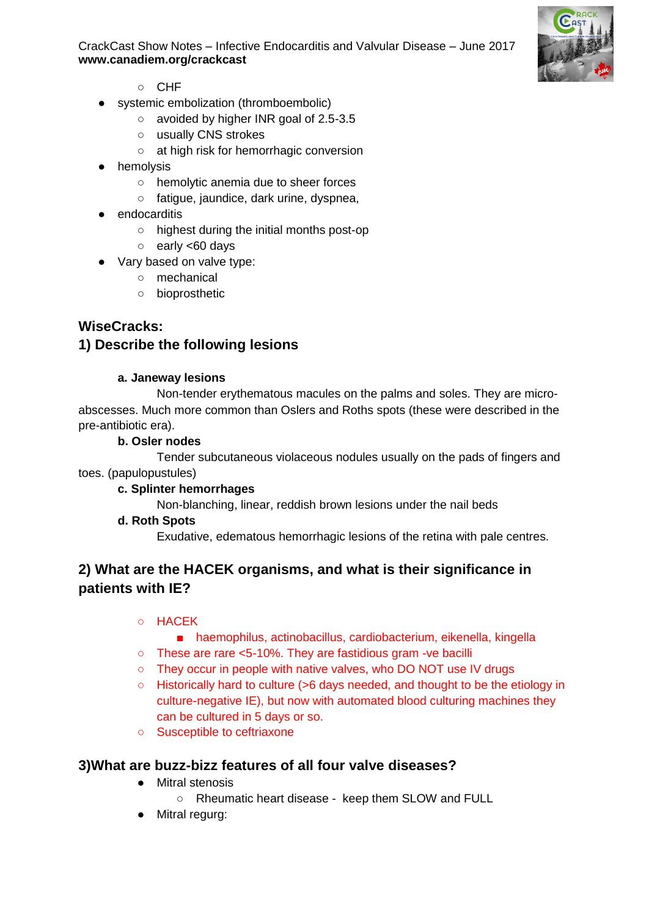- CHF
- systemic embolization (thromboembolic)
    - avoided by higher INR goal of 2.5-3.5
    - usually CNS strokes
    - at high risk for hemorrhagic conversion
- hemolysis
    - hemolytic anemia due to sheer forces
    - fatigue, jaundice, dark urine, dyspnea,
- endocarditis
    - highest during the initial months post-op
    - early <60 days
- Vary based on valve type:
    - mechanical
    - bioprosthetic

## WiseCracks:

## 1) Describe the following lesions

**a. Janeway lesions**

Non-tender erythematous macules on the palms and soles. They are micro-abscesses. Much more common than Oslers and Roths spots (these were described in the pre-antibiotic era).

**b. Osler nodes**

Tender subcutaneous violaceous nodules usually on the pads of fingers and toes. (papulopustules)

**c. Splinter hemorrhages**

Non-blanching, linear, reddish brown lesions under the nail beds

**d. Roth Spots**

Exudative, edematous hemorrhagic lesions of the retina with pale centres.

## 2) What are the HACEK organisms, and what is their significance in patients with IE?

- HACEK
    - haemophilus, actinobacillus, cardiobacterium, eikenella, kingella
- These are rare <5-10%. They are fastidious gram -ve bacilli
- They occur in people with native valves, who DO NOT use IV drugs
- Historically hard to culture (>6 days needed, and thought to be the etiology in culture-negative IE), but now with automated blood culturing machines they can be cultured in 5 days or so.
- Susceptible to ceftriaxone

## 3)What are buzz-bizz features of all four valve diseases?

- Mitral stenosis
    - Rheumatic heart disease - keep them SLOW and FULL
- Mitral regurg: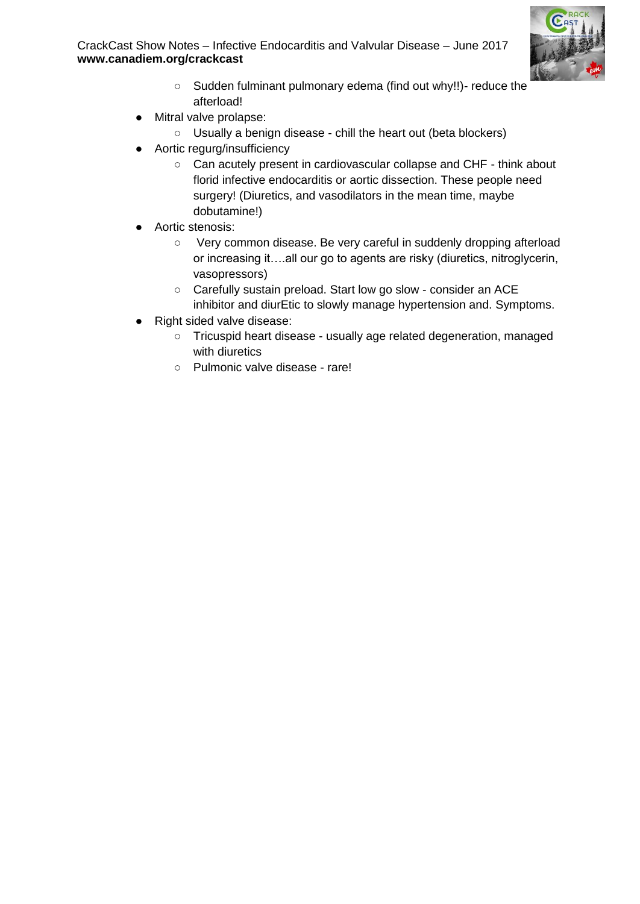- Sudden fulminant pulmonary edema (find out why!!)- reduce the afterload!

- Mitral valve prolapse:
  - Usually a benign disease - chill the heart out (beta blockers)
- Aortic regurg/insufficiency
  - Can acutely present in cardiovascular collapse and CHF - think about florid infective endocarditis or aortic dissection. These people need surgery! (Diuretics, and vasodilators in the mean time, maybe dobutamine!)
- Aortic stenosis:
  - Very common disease. Be very careful in suddenly dropping afterload or increasing it….all our go to agents are risky (diuretics, nitroglycerin, vasopressors)
  - Carefully sustain preload. Start low go slow - consider an ACE inhibitor and diurEtic to slowly manage hypertension and. Symptoms.
- Right sided valve disease:
  - Tricuspid heart disease - usually age related degeneration, managed with diuretics
  - Pulmonic valve disease - rare!